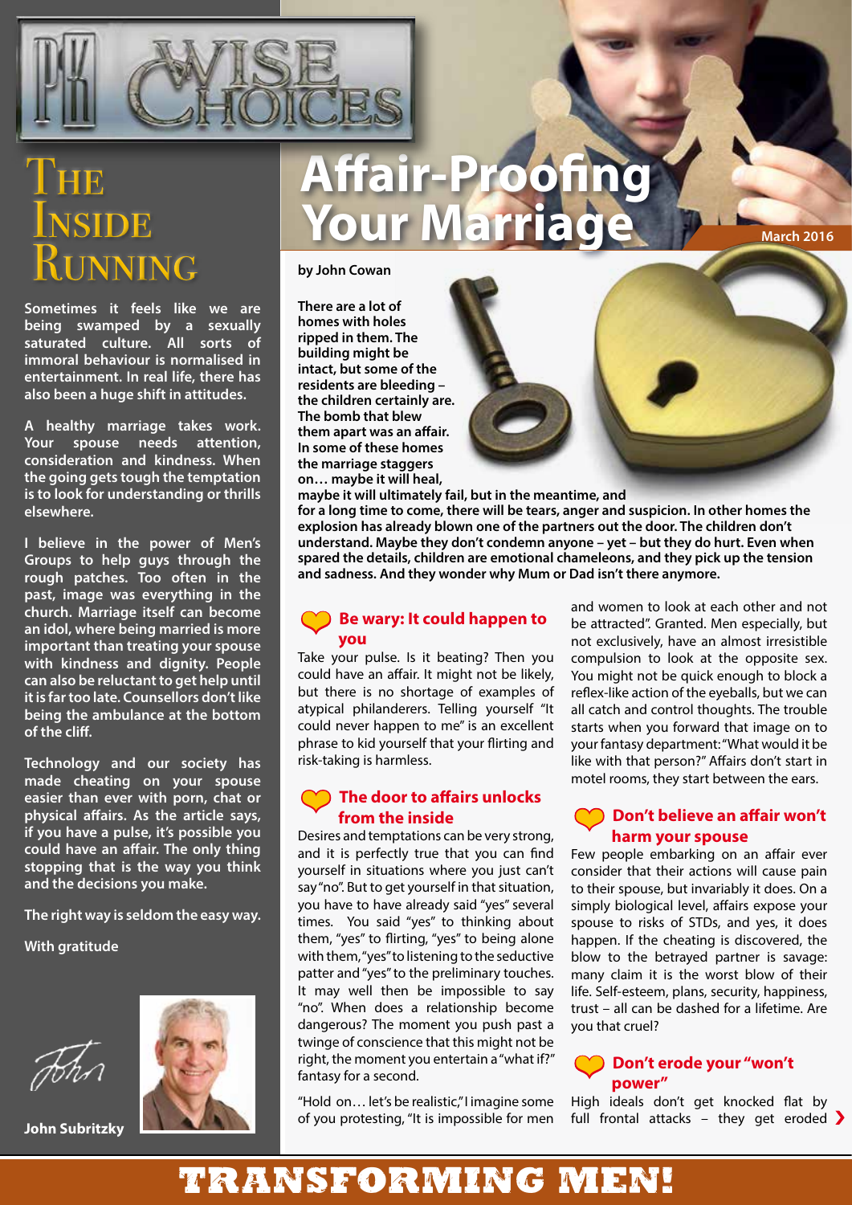# Wise Choices

## The Inside Running

**Sometimes it feels like we are being swamped by a sexually saturated culture. All sorts of immoral behaviour is normalised in entertainment. In real life, there has also been a huge shift in attitudes.**

**A healthy marriage takes work. Your spouse needs attention, consideration and kindness. When the going gets tough the temptation is to look for understanding or thrills elsewhere.**

**I believe in the power of Men's Groups to help guys through the rough patches. Too often in the past, image was everything in the church. Marriage itself can become an idol, where being married is more important than treating your spouse with kindness and dignity. People can also be reluctant to get help until it is far too late. Counsellors don't like being the ambulance at the bottom of the cliff.**

**Technology and our society has made cheating on your spouse easier than ever with porn, chat or physical affairs. As the article says, if you have a pulse, it's possible you could have an affair. The only thing stopping that is the way you think and the decisions you make.**

**The right way is seldom the easy way.**

**With gratitude**

John

**John Subritzky**

# Affair-Proofing Your Marriage

March 2016

**by John Cowan**

**There are a lot of homes with holes ripped in them. The building might be intact, but some of the residents are bleeding – the children certainly are. The bomb that blew them apart was an affair. In some of these homes the marriage staggers on… maybe it will heal, maybe it will ultimately fail, but in the meantime, and for a long time to come, there will be tears, anger and suspicion. In other homes the explosion has already blown one of the partners out the door. The children don't understand. Maybe they don't condemn anyone – yet – but they do hurt. Even when spared the details, children are emotional chameleons, and they pick up the tension and sadness. And they wonder why Mum or Dad isn't there anymore.**

### Be wary: It could happen to you

Take your pulse. Is it beating? Then you could have an affair. It might not be likely, but there is no shortage of examples of atypical philanderers. Telling yourself "It could never happen to me" is an excellent phrase to kid yourself that your flirting and risk-taking is harmless.

### The door to affairs unlocks from the inside

Desires and temptations can be very strong, and it is perfectly true that you can find yourself in situations where you just can't say "no". But to get yourself in that situation, you have to have already said "yes" several times. You said "yes" to thinking about them, "yes" to flirting, "yes" to being alone with them, "yes" to listening to the seductive patter and "yes" to the preliminary touches. It may well then be impossible to say "no". When does a relationship become dangerous? The moment you push past a twinge of conscience that this might not be right, the moment you entertain a "what if?" fantasy for a second.

"Hold on… let's be realistic," I imagine some of you protesting, "It is impossible for men and women to look at each other and not be attracted". Granted. Men especially, but not exclusively, have an almost irresistible compulsion to look at the opposite sex. You might not be quick enough to block a reflex-like action of the eyeballs, but we can all catch and control thoughts. The trouble starts when you forward that image on to your fantasy department: "What would it be like with that person?" Affairs don't start in motel rooms, they start between the ears.

### Don't believe an affair won't harm your spouse

Few people embarking on an affair ever consider that their actions will cause pain to their spouse, but invariably it does. On a simply biological level, affairs expose your spouse to risks of STDs, and yes, it does happen. If the cheating is discovered, the blow to the betrayed partner is savage: many claim it is the worst blow of their life. Self-esteem, plans, security, happiness, trust – all can be dashed for a lifetime. Are you that cruel?

### Don't erode your "won't power"

High ideals don't get knocked flat by full frontal attacks – they get eroded

**TRANSFORMING MEN!**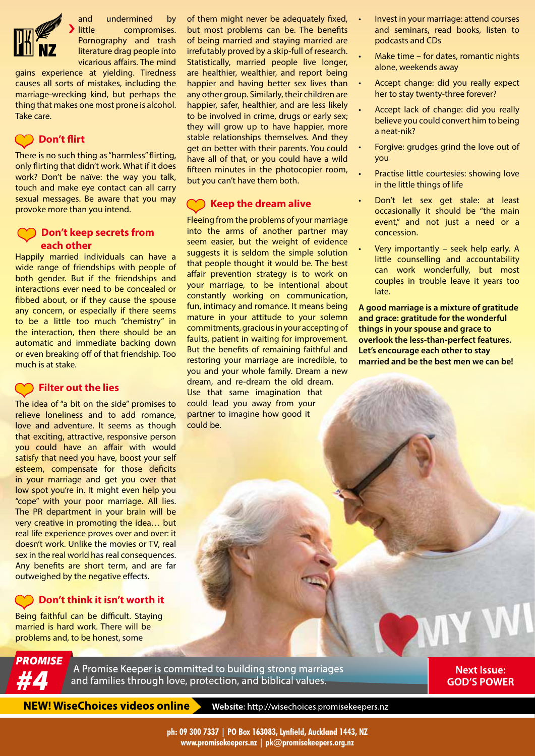and undermined by little compromises. Pornography and trash literature drag people into vicarious affairs. The mind gains experience at yielding. Tiredness causes all sorts of mistakes, including the marriage-wrecking kind, but perhaps the thing that makes one most prone is alcohol. Take care.

## Don't flirt

There is no such thing as "harmless" flirting, only flirting that didn't work. What if it does work? Don't be naïve: the way you talk, touch and make eye contact can all carry sexual messages. Be aware that you may provoke more than you intend.

## Don't keep secrets from each other

Happily married individuals can have a wide range of friendships with people of both gender. But if the friendships and interactions ever need to be concealed or fibbed about, or if they cause the spouse any concern, or especially if there seems to be a little too much "chemistry" in the interaction, then there should be an automatic and immediate backing down or even breaking off of that friendship. Too much is at stake.

## Filter out the lies

The idea of "a bit on the side" promises to relieve loneliness and to add romance, love and adventure. It seems as though that exciting, attractive, responsive person you could have an affair with would satisfy that need you have, boost your self esteem, compensate for those deficits in your marriage and get you over that low spot you're in. It might even help you "cope" with your poor marriage. All lies. The PR department in your brain will be very creative in promoting the idea… but real life experience proves over and over: it doesn't work. Unlike the movies or TV, real sex in the real world has real consequences. Any benefits are short term, and are far outweighed by the negative effects.

## Don't think it isn't worth it

Being faithful can be difficult. Staying married is hard work. There will be problems and, to be honest, some of them might never be adequately fixed, but most problems can be. The benefits of being married and staying married are irrefutably proved by a skip-full of research. Statistically, married people live longer, are healthier, wealthier, and report being happier and having better sex lives than any other group. Similarly, their children are happier, safer, healthier, and are less likely to be involved in crime, drugs or early sex; they will grow up to have happier, more stable relationships themselves. And they get on better with their parents. You could have all of that, or you could have a wild fifteen minutes in the photocopier room, but you can't have them both.

## Keep the dream alive

Fleeing from the problems of your marriage into the arms of another partner may seem easier, but the weight of evidence suggests it is seldom the simple solution that people thought it would be. The best affair prevention strategy is to work on your marriage, to be intentional about constantly working on communication, fun, intimacy and romance. It means being mature in your attitude to your solemn commitments, gracious in your accepting of faults, patient in waiting for improvement. But the benefits of remaining faithful and restoring your marriage are incredible, to you and your whole family. Dream a new dream, and re-dream the old dream. Use that same imagination that could lead you away from your partner to imagine how good it could be.

- Invest in your marriage: attend courses and seminars, read books, listen to podcasts and CDs
- Make time – for dates, romantic nights alone, weekends away
- Accept change: did you really expect her to stay twenty-three forever?
- Accept lack of change: did you really believe you could convert him to being a neat-nik?
- Forgive: grudges grind the love out of you
- Practise little courtesies: showing love in the little things of life
- Don't let sex get stale: at least occasionally it should be "the main event," and not just a need or a concession.
- Very importantly – seek help early. A little counselling and accountability can work wonderfully, but most couples in trouble leave it years too late.

**A good marriage is a mixture of gratitude and grace: gratitude for the wonderful things in your spouse and grace to overlook the less-than-perfect features. Let's encourage each other to stay married and be the best men we can be!**

**PROMISE #4** A Promise Keeper is committed to building strong marriages and families through love, protection, and biblical values.

**Next Issue: GOD'S POWER**

**NEW! WiseChoices videos online** **Website:** http://wisechoices.promisekeepers.nz

ph: 09 300 7337 | PO Box 163083, Lynfield, Auckland 1443, NZ
www.promisekeepers.nz | pk@promisekeepers.org.nz